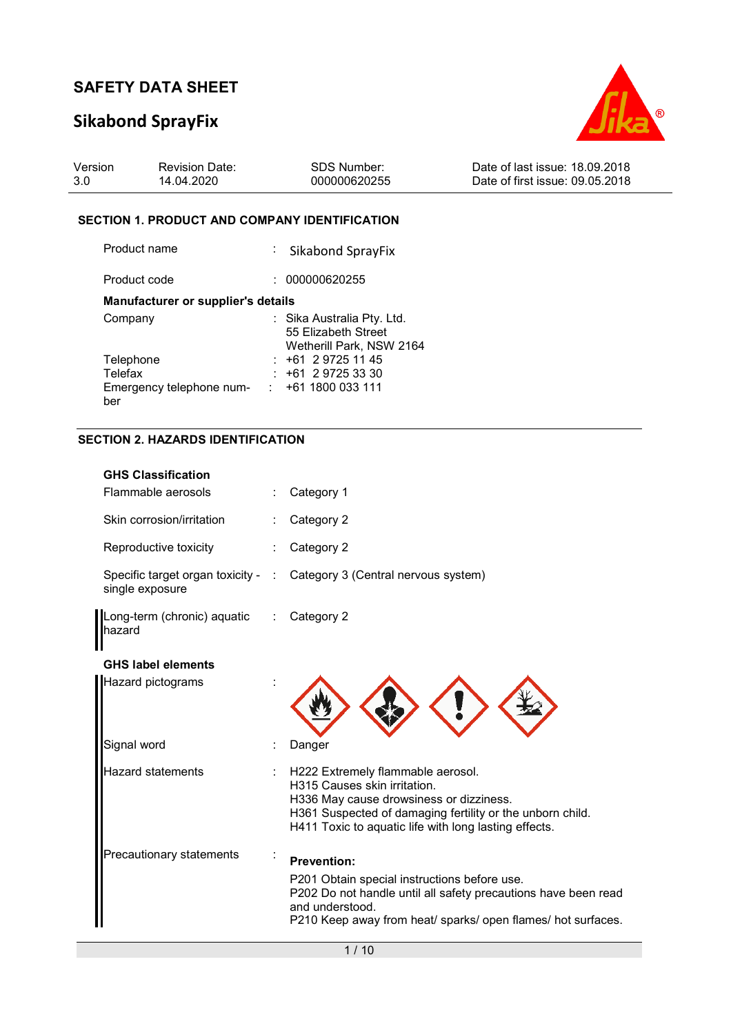# SAFETY DATA SHEET

## Sikabond SprayFix

| Version | Revision Date: | SDS Number: | Date of last issue: 18.09.2018 |
|---|---|---|---|
| 3.0 | 14.04.2020 | 000000620255 | Date of first issue: 09.05.2018 |

### SECTION 1. PRODUCT AND COMPANY IDENTIFICATION

Product name : Sikabond SprayFix

Product code : 000000620255

**Manufacturer or supplier's details**

Company : Sika Australia Pty. Ltd.
55 Elizabeth Street
Wetherill Park, NSW 2164

Telephone : +61 2 9725 11 45

Telefax : +61 2 9725 33 30

Emergency telephone number : +61 1800 033 111

### SECTION 2. HAZARDS IDENTIFICATION

**GHS Classification**

Flammable aerosols : Category 1

Skin corrosion/irritation : Category 2

Reproductive toxicity : Category 2

Specific target organ toxicity - single exposure : Category 3 (Central nervous system)

Long-term (chronic) aquatic hazard : Category 2

**GHS label elements**

Hazard pictograms :

Signal word : Danger

Hazard statements : H222 Extremely flammable aerosol.
H315 Causes skin irritation.
H336 May cause drowsiness or dizziness.
H361 Suspected of damaging fertility or the unborn child.
H411 Toxic to aquatic life with long lasting effects.

Precautionary statements :

**Prevention:**

P201 Obtain special instructions before use.
P202 Do not handle until all safety precautions have been read and understood.
P210 Keep away from heat/ sparks/ open flames/ hot surfaces.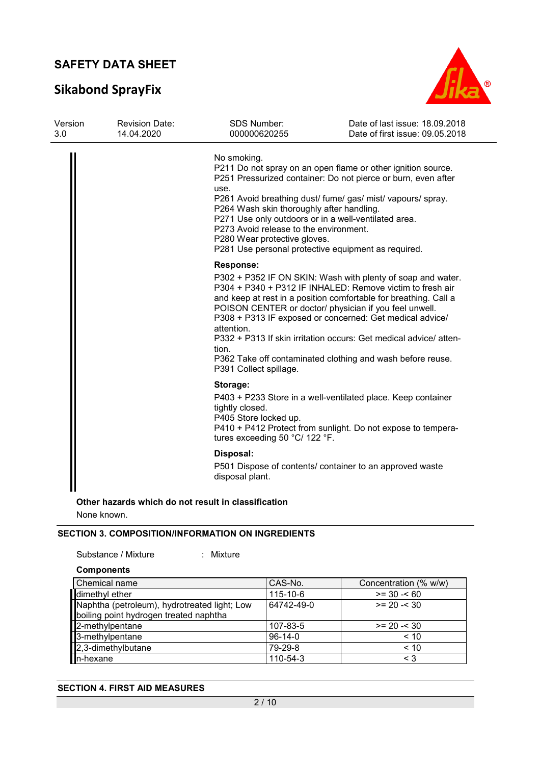No smoking.
P211 Do not spray on an open flame or other ignition source.
P251 Pressurized container: Do not pierce or burn, even after use.
P261 Avoid breathing dust/ fume/ gas/ mist/ vapours/ spray.
P264 Wash skin thoroughly after handling.
P271 Use only outdoors or in a well-ventilated area.
P273 Avoid release to the environment.
P280 Wear protective gloves.
P281 Use personal protective equipment as required.

**Response:**

P302 + P352 IF ON SKIN: Wash with plenty of soap and water.
P304 + P340 + P312 IF INHALED: Remove victim to fresh air and keep at rest in a position comfortable for breathing. Call a POISON CENTER or doctor/ physician if you feel unwell.
P308 + P313 IF exposed or concerned: Get medical advice/ attention.
P332 + P313 If skin irritation occurs: Get medical advice/ attention.
P362 Take off contaminated clothing and wash before reuse.
P391 Collect spillage.

**Storage:**

P403 + P233 Store in a well-ventilated place. Keep container tightly closed.
P405 Store locked up.
P410 + P412 Protect from sunlight. Do not expose to temperatures exceeding 50 °C/ 122 °F.

**Disposal:**

P501 Dispose of contents/ container to an approved waste disposal plant.

**Other hazards which do not result in classification**

None known.

## SECTION 3. COMPOSITION/INFORMATION ON INGREDIENTS

Substance / Mixture : Mixture

**Components**

| Chemical name | CAS-No. | Concentration (% w/w) |
|---|---|---|
| dimethyl ether | 115-10-6 | >= 30 -< 60 |
| Naphtha (petroleum), hydrotreated light; Low boiling point hydrogen treated naphtha | 64742-49-0 | >= 20 -< 30 |
| 2-methylpentane | 107-83-5 | >= 20 -< 30 |
| 3-methylpentane | 96-14-0 | < 10 |
| 2,3-dimethylbutane | 79-29-8 | < 10 |
| n-hexane | 110-54-3 | < 3 |

## SECTION 4. FIRST AID MEASURES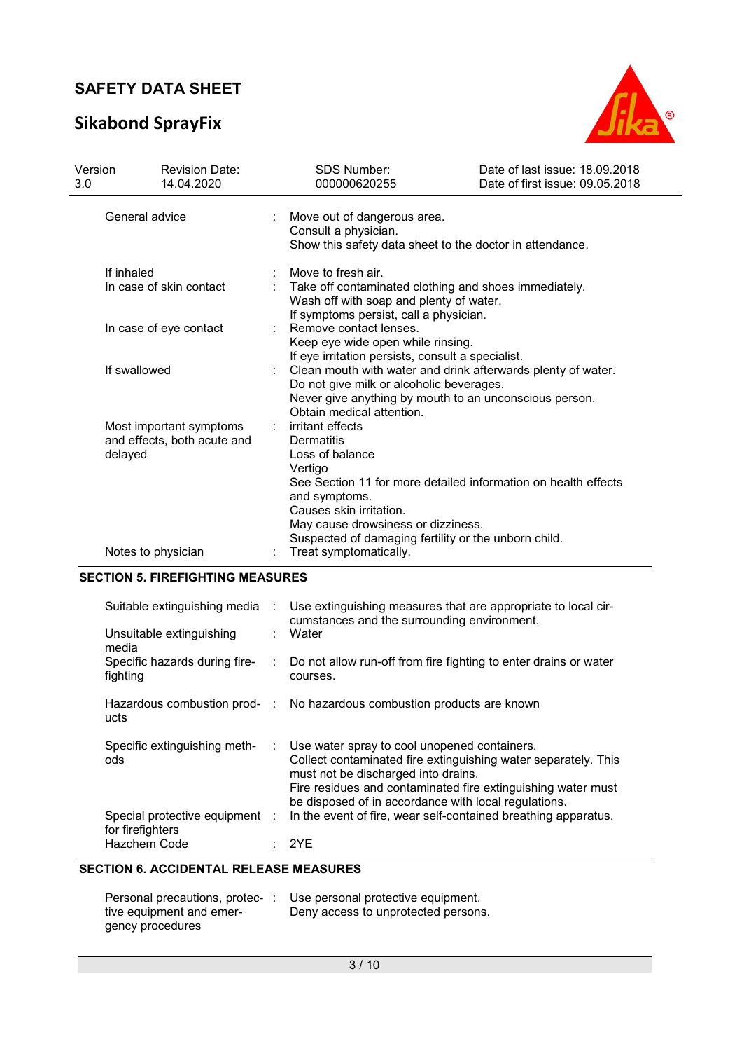| | | |
|---|---|---|
| General advice | : | Move out of dangerous area.<br>Consult a physician.<br>Show this safety data sheet to the doctor in attendance. |
| If inhaled | : | Move to fresh air. |
| In case of skin contact | : | Take off contaminated clothing and shoes immediately.<br>Wash off with soap and plenty of water.<br>If symptoms persist, call a physician. |
| In case of eye contact | : | Remove contact lenses.<br>Keep eye wide open while rinsing.<br>If eye irritation persists, consult a specialist. |
| If swallowed | : | Clean mouth with water and drink afterwards plenty of water.<br>Do not give milk or alcoholic beverages.<br>Never give anything by mouth to an unconscious person.<br>Obtain medical attention. |
| Most important symptoms and effects, both acute and delayed | : | irritant effects<br>Dermatitis<br>Loss of balance<br>Vertigo<br>See Section 11 for more detailed information on health effects and symptoms.<br>Causes skin irritation.<br>May cause drowsiness or dizziness.<br>Suspected of damaging fertility or the unborn child. |
| Notes to physician | : | Treat symptomatically. |

## SECTION 5. FIREFIGHTING MEASURES

| | | |
|---|---|---|
| Suitable extinguishing media | : | Use extinguishing measures that are appropriate to local circumstances and the surrounding environment. |
| Unsuitable extinguishing media | : | Water |
| Specific hazards during firefighting | : | Do not allow run-off from fire fighting to enter drains or water courses. |
| Hazardous combustion products | : | No hazardous combustion products are known |
| Specific extinguishing methods | : | Use water spray to cool unopened containers.<br>Collect contaminated fire extinguishing water separately. This must not be discharged into drains.<br>Fire residues and contaminated fire extinguishing water must be disposed of in accordance with local regulations. |
| Special protective equipment for firefighters | : | In the event of fire, wear self-contained breathing apparatus. |
| Hazchem Code | : | 2YE |

## SECTION 6. ACCIDENTAL RELEASE MEASURES

| | | |
|---|---|---|
| Personal precautions, protective equipment and emergency procedures | : | Use personal protective equipment.<br>Deny access to unprotected persons. |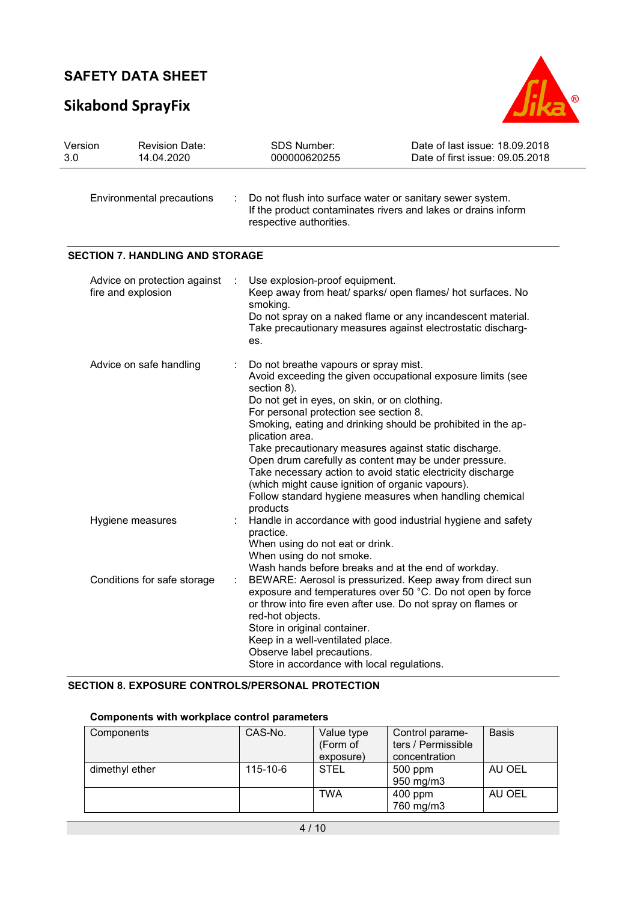Environmental precautions : Do not flush into surface water or sanitary sewer system. If the product contaminates rivers and lakes or drains inform respective authorities.

## SECTION 7. HANDLING AND STORAGE

Advice on protection against fire and explosion : Use explosion-proof equipment.
Keep away from heat/ sparks/ open flames/ hot surfaces. No smoking.
Do not spray on a naked flame or any incandescent material.
Take precautionary measures against electrostatic discharges.

Advice on safe handling : Do not breathe vapours or spray mist.
Avoid exceeding the given occupational exposure limits (see section 8).
Do not get in eyes, on skin, or on clothing.
For personal protection see section 8.
Smoking, eating and drinking should be prohibited in the application area.
Take precautionary measures against static discharge.
Open drum carefully as content may be under pressure.
Take necessary action to avoid static electricity discharge (which might cause ignition of organic vapours).
Follow standard hygiene measures when handling chemical products

Hygiene measures : Handle in accordance with good industrial hygiene and safety practice.
When using do not eat or drink.
When using do not smoke.
Wash hands before breaks and at the end of workday.

Conditions for safe storage : BEWARE: Aerosol is pressurized. Keep away from direct sun exposure and temperatures over 50 °C. Do not open by force or throw into fire even after use. Do not spray on flames or red-hot objects.
Store in original container.
Keep in a well-ventilated place.
Observe label precautions.
Store in accordance with local regulations.

## SECTION 8. EXPOSURE CONTROLS/PERSONAL PROTECTION

**Components with workplace control parameters**

| Components | CAS-No. | Value type (Form of exposure) | Control parameters / Permissible concentration | Basis |
|---|---|---|---|---|
| dimethyl ether | 115-10-6 | STEL | 500 ppm<br>950 mg/m3 | AU OEL |
| | | TWA | 400 ppm<br>760 mg/m3 | AU OEL |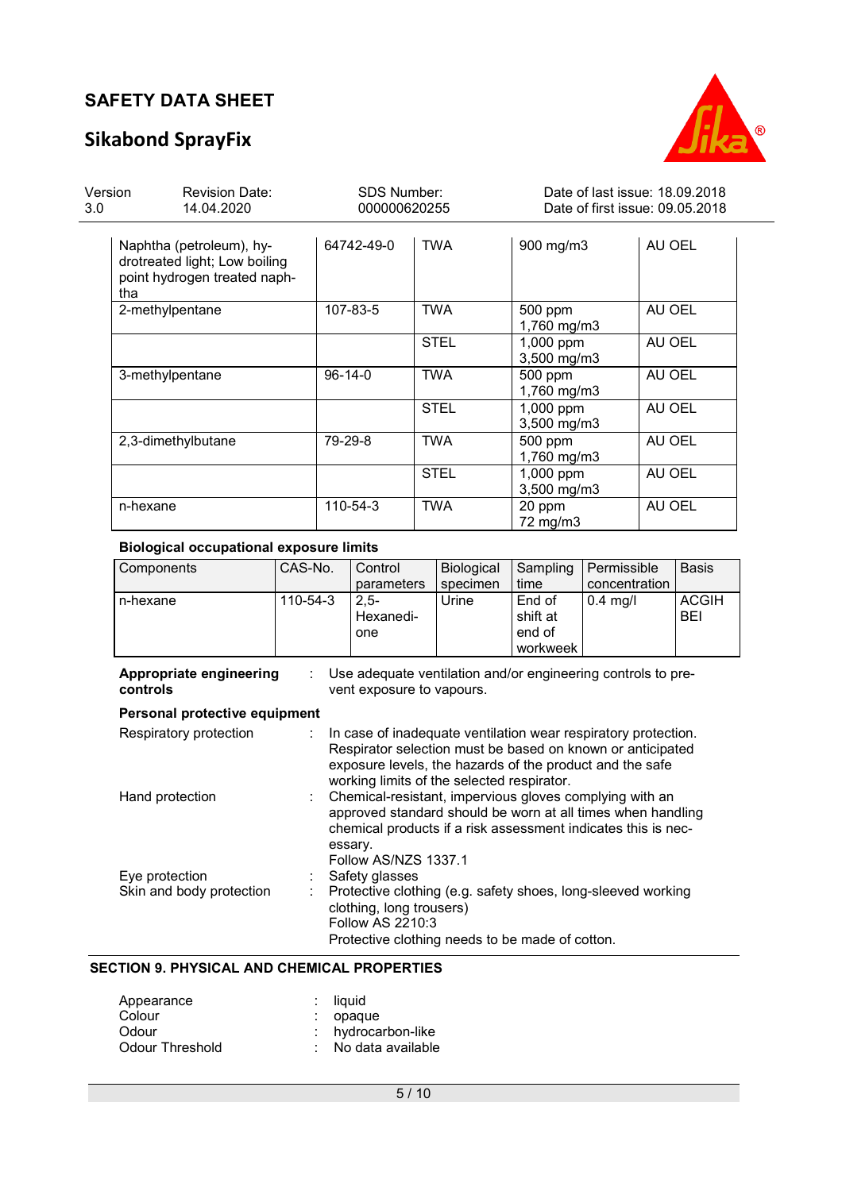| Naphtha (petroleum), hydrotreated light; Low boiling point hydrogen treated naphtha | 64742-49-0 | TWA | 900 mg/m3 | AU OEL |
|---|---|---|---|---|
| 2-methylpentane | 107-83-5 | TWA | 500 ppm<br>1,760 mg/m3 | AU OEL |
| | | STEL | 1,000 ppm<br>3,500 mg/m3 | AU OEL |
| 3-methylpentane | 96-14-0 | TWA | 500 ppm<br>1,760 mg/m3 | AU OEL |
| | | STEL | 1,000 ppm<br>3,500 mg/m3 | AU OEL |
| 2,3-dimethylbutane | 79-29-8 | TWA | 500 ppm<br>1,760 mg/m3 | AU OEL |
| | | STEL | 1,000 ppm<br>3,500 mg/m3 | AU OEL |
| n-hexane | 110-54-3 | TWA | 20 ppm<br>72 mg/m3 | AU OEL |

**Biological occupational exposure limits**

| Components | CAS-No. | Control parameters | Biological specimen | Sampling time | Permissible concentration | Basis |
|---|---|---|---|---|---|---|
| n-hexane | 110-54-3 | 2,5-Hexanedione | Urine | End of shift at end of workweek | 0.4 mg/l | ACGIH BEI |

**Appropriate engineering controls** : Use adequate ventilation and/or engineering controls to prevent exposure to vapours.

**Personal protective equipment**

Respiratory protection : In case of inadequate ventilation wear respiratory protection. Respirator selection must be based on known or anticipated exposure levels, the hazards of the product and the safe working limits of the selected respirator.

Hand protection : Chemical-resistant, impervious gloves complying with an approved standard should be worn at all times when handling chemical products if a risk assessment indicates this is necessary.
Follow AS/NZS 1337.1

Eye protection : Safety glasses

Skin and body protection : Protective clothing (e.g. safety shoes, long-sleeved working clothing, long trousers)
Follow AS 2210:3
Protective clothing needs to be made of cotton.

## SECTION 9. PHYSICAL AND CHEMICAL PROPERTIES

| | | |
|---|---|---|
| Appearance | : | liquid |
| Colour | : | opaque |
| Odour | : | hydrocarbon-like |
| Odour Threshold | : | No data available |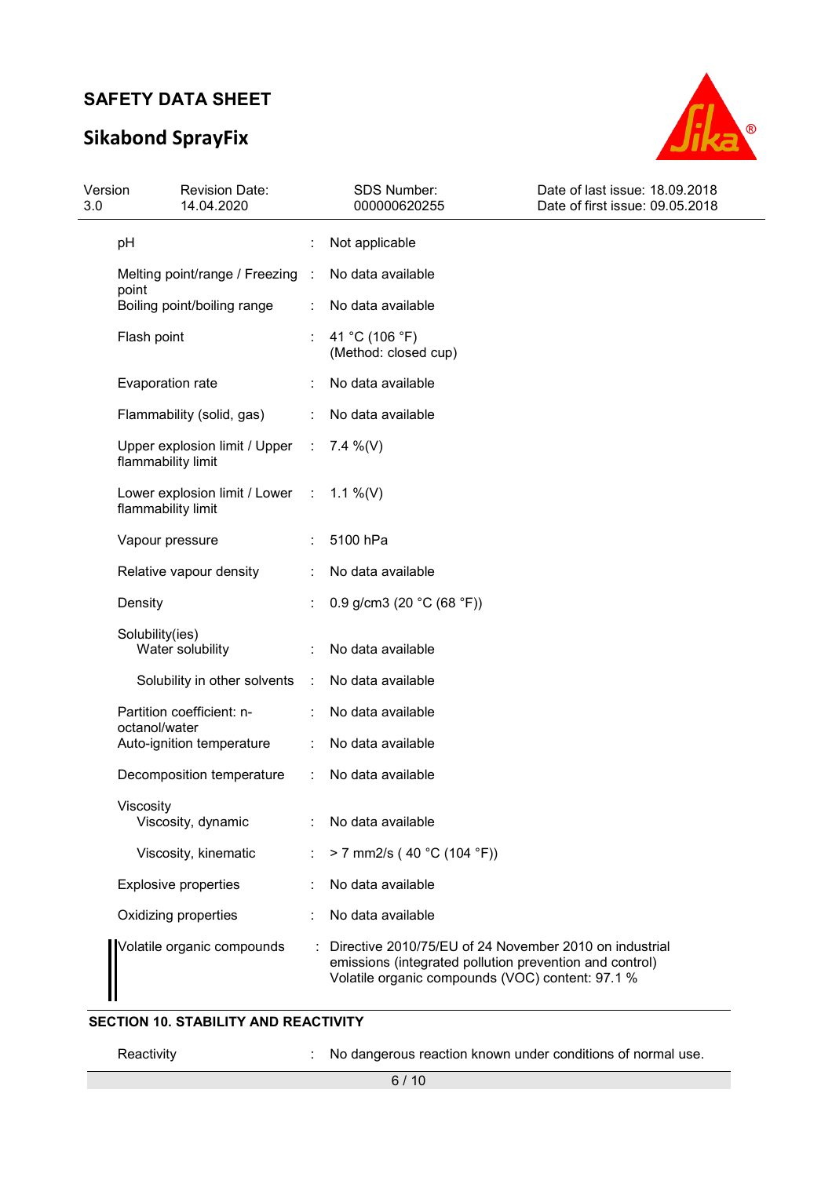| | | |
|---|---|---|
| pH | : | Not applicable |
| Melting point/range / Freezing point | : | No data available |
| Boiling point/boiling range | : | No data available |
| Flash point | : | 41 °C (106 °F)<br>(Method: closed cup) |
| Evaporation rate | : | No data available |
| Flammability (solid, gas) | : | No data available |
| Upper explosion limit / Upper flammability limit | : | 7.4 %(V) |
| Lower explosion limit / Lower flammability limit | : | 1.1 %(V) |
| Vapour pressure | : | 5100 hPa |
| Relative vapour density | : | No data available |
| Density | : | 0.9 g/cm3 (20 °C (68 °F)) |
| Solubility(ies)<br>Water solubility | : | No data available |
| Solubility in other solvents | : | No data available |
| Partition coefficient: n-octanol/water | : | No data available |
| Auto-ignition temperature | : | No data available |
| Decomposition temperature | : | No data available |
| Viscosity<br>Viscosity, dynamic | : | No data available |
| Viscosity, kinematic | : | > 7 mm2/s ( 40 °C (104 °F)) |
| Explosive properties | : | No data available |
| Oxidizing properties | : | No data available |
| Volatile organic compounds | : | Directive 2010/75/EU of 24 November 2010 on industrial emissions (integrated pollution prevention and control)<br>Volatile organic compounds (VOC) content: 97.1 % |

## SECTION 10. STABILITY AND REACTIVITY

| | | |
|---|---|---|
| Reactivity | : | No dangerous reaction known under conditions of normal use. |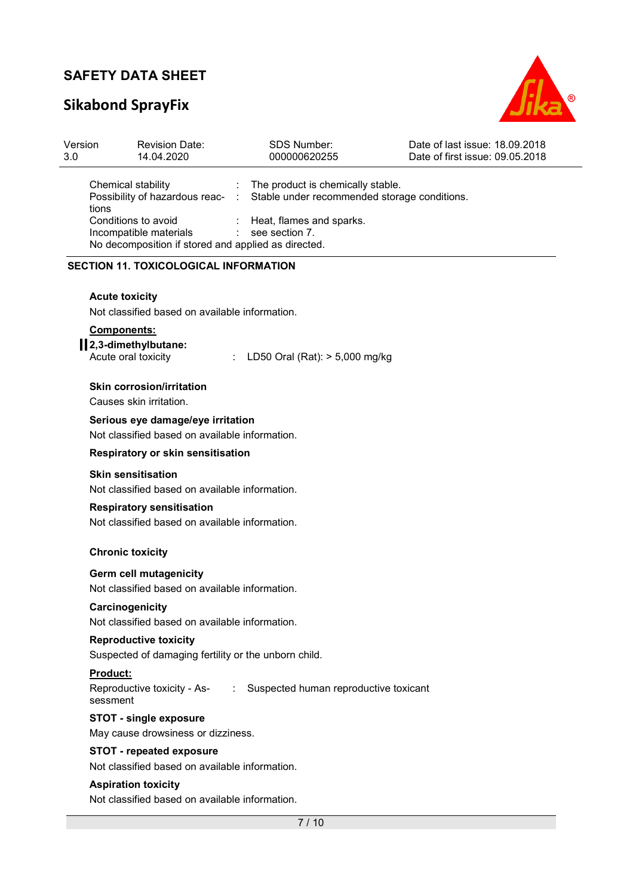| | | |
|---|---|---|
| Chemical stability | : | The product is chemically stable. |
| Possibility of hazardous reactions | : | Stable under recommended storage conditions. |
| Conditions to avoid | : | Heat, flames and sparks. |
| Incompatible materials | : | see section 7. |

No decomposition if stored and applied as directed.

## SECTION 11. TOXICOLOGICAL INFORMATION

**Acute toxicity**

Not classified based on available information.

**Components:**

**2,3-dimethylbutane:**

Acute oral toxicity : LD50 Oral (Rat): > 5,000 mg/kg

**Skin corrosion/irritation**

Causes skin irritation.

**Serious eye damage/eye irritation**

Not classified based on available information.

**Respiratory or skin sensitisation**

**Skin sensitisation**

Not classified based on available information.

**Respiratory sensitisation**

Not classified based on available information.

**Chronic toxicity**

**Germ cell mutagenicity**

Not classified based on available information.

**Carcinogenicity**

Not classified based on available information.

**Reproductive toxicity**

Suspected of damaging fertility or the unborn child.

**Product:**

Reproductive toxicity - Assessment : Suspected human reproductive toxicant

**STOT - single exposure**

May cause drowsiness or dizziness.

**STOT - repeated exposure**

Not classified based on available information.

**Aspiration toxicity**

Not classified based on available information.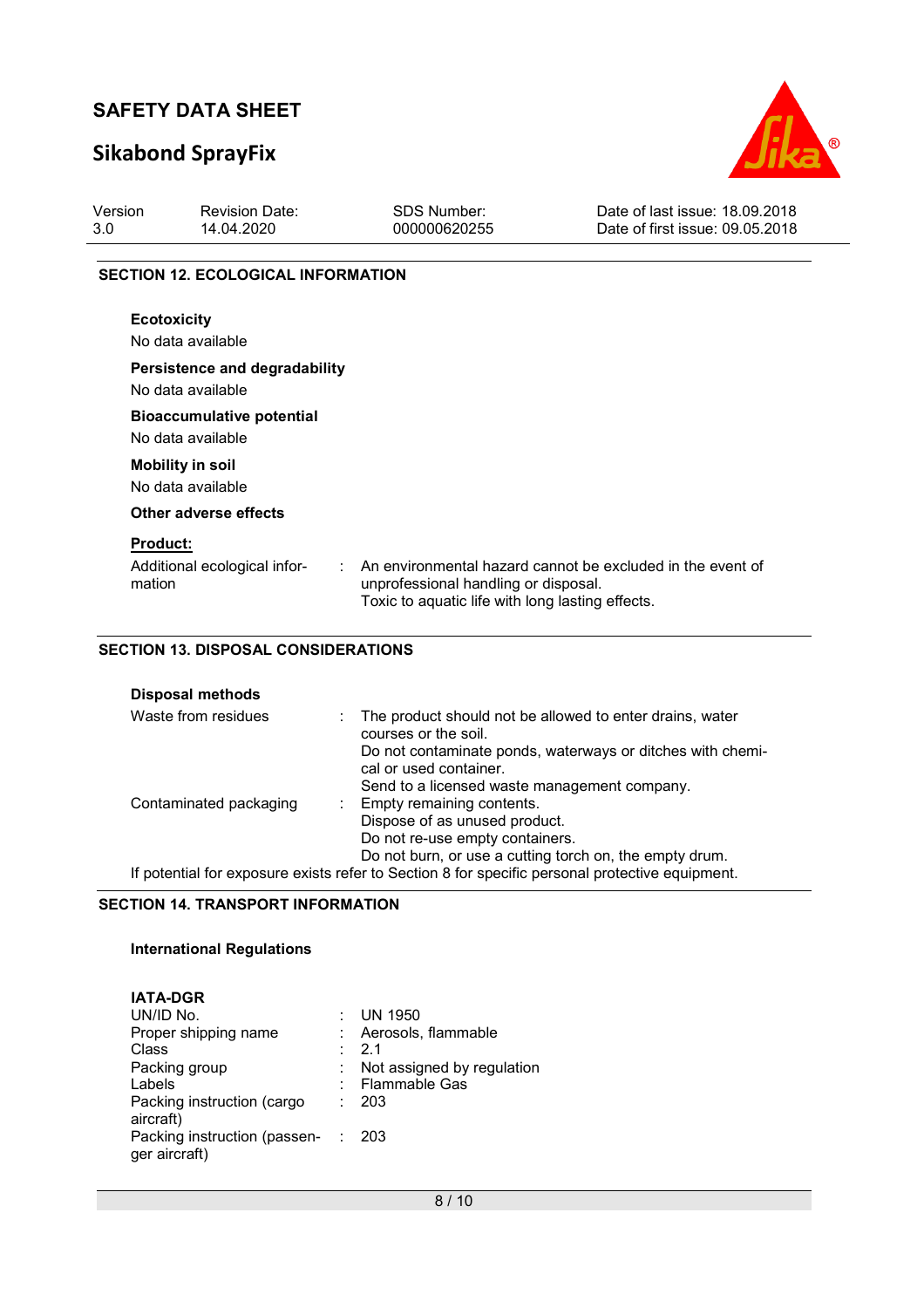## SECTION 12. ECOLOGICAL INFORMATION

**Ecotoxicity**

No data available

**Persistence and degradability**

No data available

**Bioaccumulative potential**

No data available

**Mobility in soil**

No data available

**Other adverse effects**

**Product:**

| | | |
|---|---|---|
| Additional ecological information | : | An environmental hazard cannot be excluded in the event of unprofessional handling or disposal.<br>Toxic to aquatic life with long lasting effects. |

## SECTION 13. DISPOSAL CONSIDERATIONS

**Disposal methods**

| | | |
|---|---|---|
| Waste from residues | : | The product should not be allowed to enter drains, water courses or the soil.<br>Do not contaminate ponds, waterways or ditches with chemical or used container.<br>Send to a licensed waste management company. |
| Contaminated packaging | : | Empty remaining contents.<br>Dispose of as unused product.<br>Do not re-use empty containers.<br>Do not burn, or use a cutting torch on, the empty drum. |

If potential for exposure exists refer to Section 8 for specific personal protective equipment.

## SECTION 14. TRANSPORT INFORMATION

**International Regulations**

**IATA-DGR**

| | | |
|---|---|---|
| UN/ID No. | : | UN 1950 |
| Proper shipping name | : | Aerosols, flammable |
| Class | : | 2.1 |
| Packing group | : | Not assigned by regulation |
| Labels | : | Flammable Gas |
| Packing instruction (cargo aircraft) | : | 203 |
| Packing instruction (passenger aircraft) | : | 203 |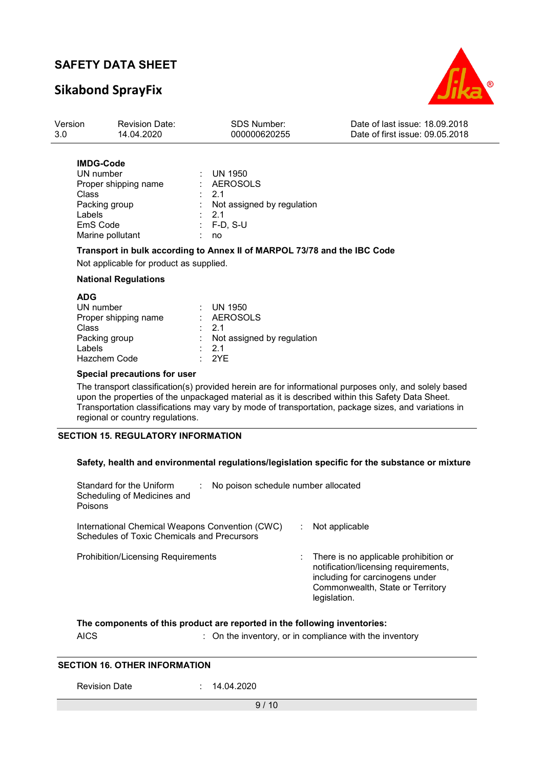**IMDG-Code**

| | | |
|---|---|---|
| UN number | : | UN 1950 |
| Proper shipping name | : | AEROSOLS |
| Class | : | 2.1 |
| Packing group | : | Not assigned by regulation |
| Labels | : | 2.1 |
| EmS Code | : | F-D, S-U |
| Marine pollutant | : | no |

**Transport in bulk according to Annex II of MARPOL 73/78 and the IBC Code**

Not applicable for product as supplied.

**National Regulations**

**ADG**

| | | |
|---|---|---|
| UN number | : | UN 1950 |
| Proper shipping name | : | AEROSOLS |
| Class | : | 2.1 |
| Packing group | : | Not assigned by regulation |
| Labels | : | 2.1 |
| Hazchem Code | : | 2YE |

**Special precautions for user**

The transport classification(s) provided herein are for informational purposes only, and solely based upon the properties of the unpackaged material as it is described within this Safety Data Sheet. Transportation classifications may vary by mode of transportation, package sizes, and variations in regional or country regulations.

## SECTION 15. REGULATORY INFORMATION

**Safety, health and environmental regulations/legislation specific for the substance or mixture**

| | | |
|---|---|---|
| Standard for the Uniform Scheduling of Medicines and Poisons | : | No poison schedule number allocated |
| International Chemical Weapons Convention (CWC) Schedules of Toxic Chemicals and Precursors | : | Not applicable |
| Prohibition/Licensing Requirements | : | There is no applicable prohibition or notification/licensing requirements, including for carcinogens under Commonwealth, State or Territory legislation. |

**The components of this product are reported in the following inventories:**

| | | |
|---|---|---|
| AICS | : | On the inventory, or in compliance with the inventory |

## SECTION 16. OTHER INFORMATION

| | | |
|---|---|---|
| Revision Date | : | 14.04.2020 |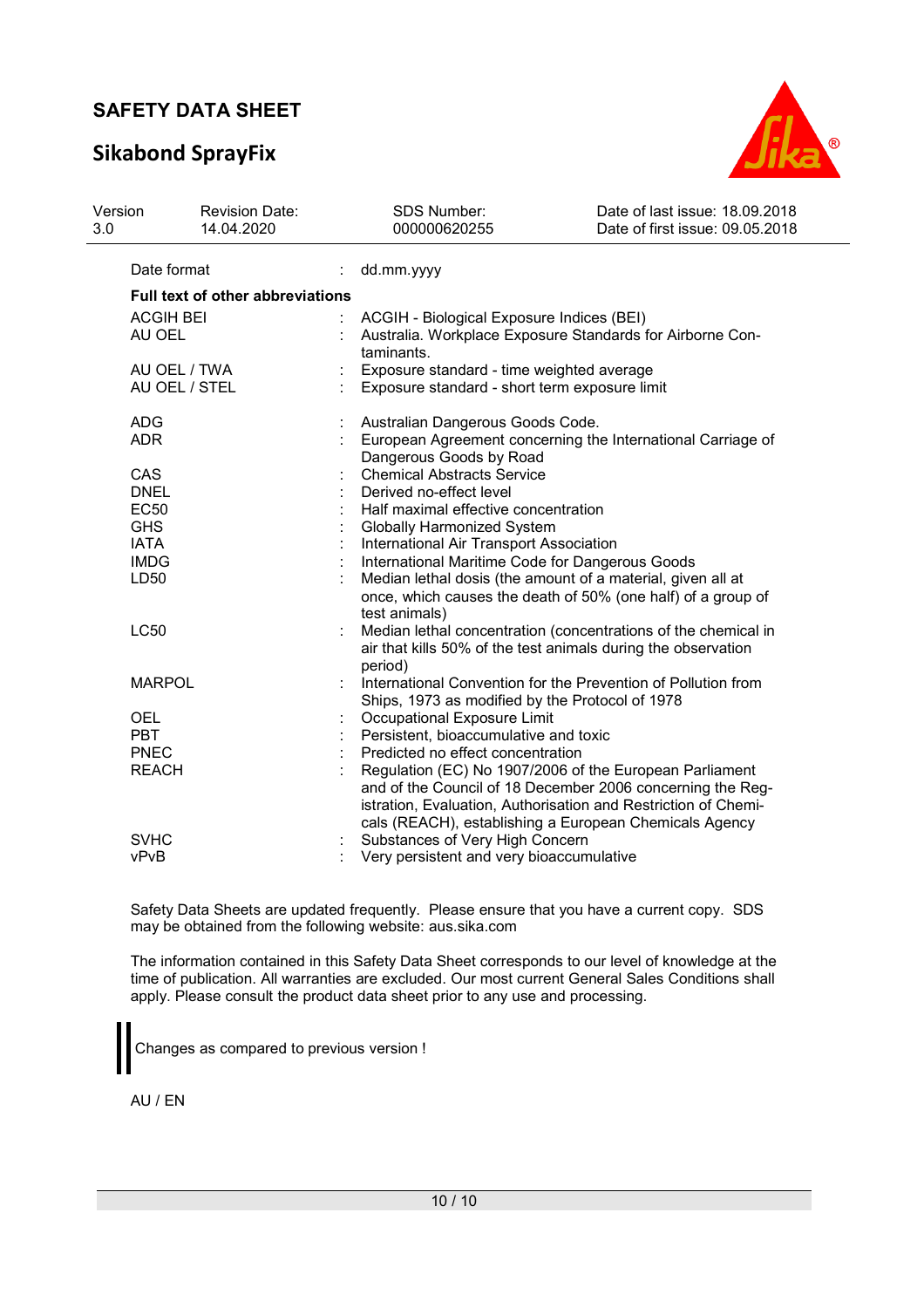| | | |
|---|---|---|
| Date format | : | dd.mm.yyyy |

**Full text of other abbreviations**

| | | |
|---|---|---|
| ACGIH BEI | : | ACGIH - Biological Exposure Indices (BEI) |
| AU OEL | : | Australia. Workplace Exposure Standards for Airborne Contaminants. |
| AU OEL / TWA | : | Exposure standard - time weighted average |
| AU OEL / STEL | : | Exposure standard - short term exposure limit |
| ADG | : | Australian Dangerous Goods Code. |
| ADR | : | European Agreement concerning the International Carriage of Dangerous Goods by Road |
| CAS | : | Chemical Abstracts Service |
| DNEL | : | Derived no-effect level |
| EC50 | : | Half maximal effective concentration |
| GHS | : | Globally Harmonized System |
| IATA | : | International Air Transport Association |
| IMDG | : | International Maritime Code for Dangerous Goods |
| LD50 | : | Median lethal dosis (the amount of a material, given all at once, which causes the death of 50% (one half) of a group of test animals) |
| LC50 | : | Median lethal concentration (concentrations of the chemical in air that kills 50% of the test animals during the observation period) |
| MARPOL | : | International Convention for the Prevention of Pollution from Ships, 1973 as modified by the Protocol of 1978 |
| OEL | : | Occupational Exposure Limit |
| PBT | : | Persistent, bioaccumulative and toxic |
| PNEC | : | Predicted no effect concentration |
| REACH | : | Regulation (EC) No 1907/2006 of the European Parliament and of the Council of 18 December 2006 concerning the Registration, Evaluation, Authorisation and Restriction of Chemicals (REACH), establishing a European Chemicals Agency |
| SVHC | : | Substances of Very High Concern |
| vPvB | : | Very persistent and very bioaccumulative |

Safety Data Sheets are updated frequently. Please ensure that you have a current copy. SDS may be obtained from the following website: aus.sika.com

The information contained in this Safety Data Sheet corresponds to our level of knowledge at the time of publication. All warranties are excluded. Our most current General Sales Conditions shall apply. Please consult the product data sheet prior to any use and processing.

Changes as compared to previous version !

AU / EN